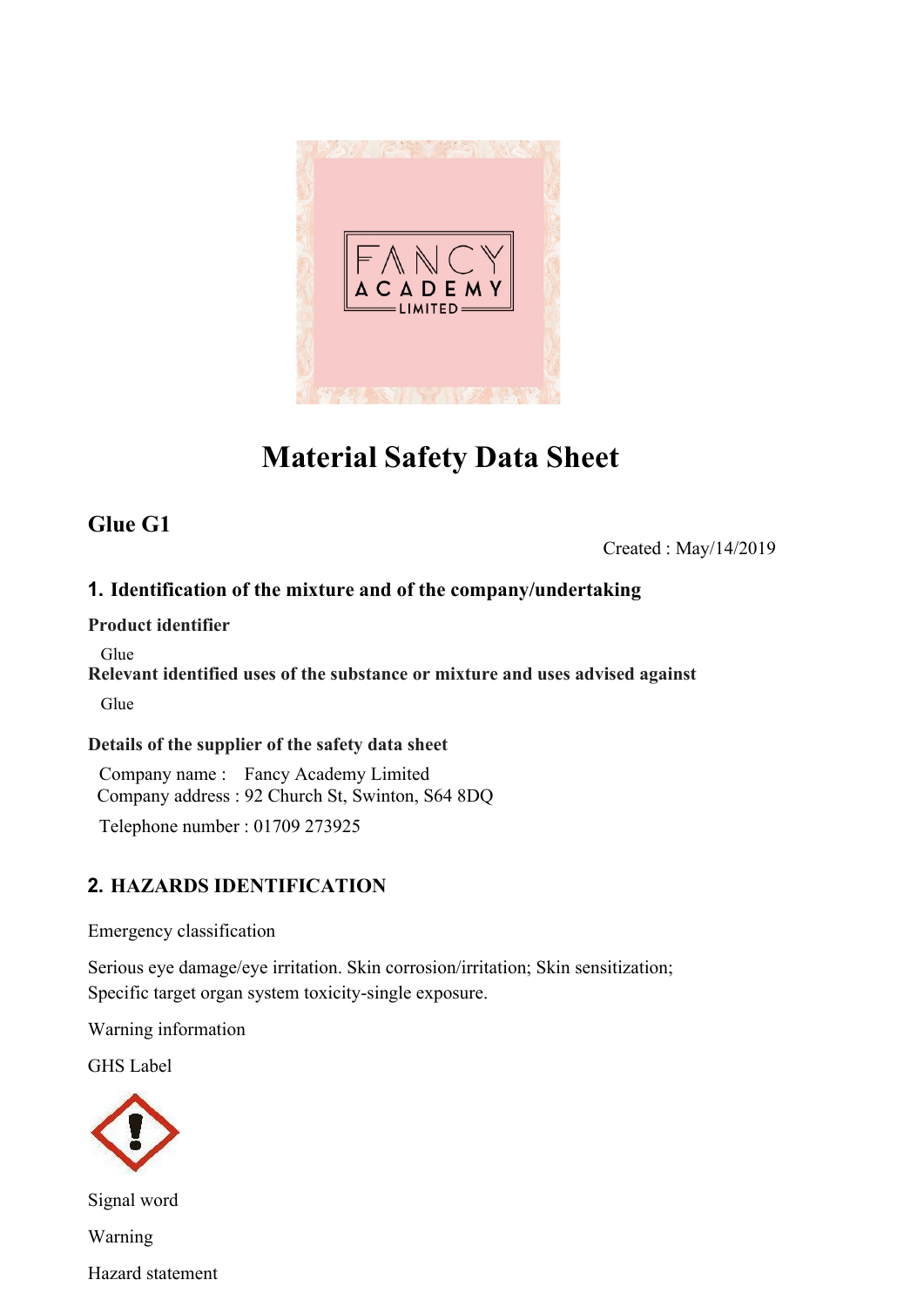# Material Safety Data Sheet

## Glue G1

Created : May/14/2019

### 1. Identification of the mixture and of the company/undertaking

**Product identifier**

Glue

**Relevant identified uses of the substance or mixture and uses advised against**

Glue

**Details of the supplier of the safety data sheet**

Company name : Fancy Academy Limited
Company address : 92 Church St, Swinton, S64 8DQ

Telephone number : 01709 273925

### 2. HAZARDS IDENTIFICATION

Emergency classification

Serious eye damage/eye irritation. Skin corrosion/irritation; Skin sensitization; Specific target organ system toxicity-single exposure.

Warning information

GHS Label

Signal word

Warning

Hazard statement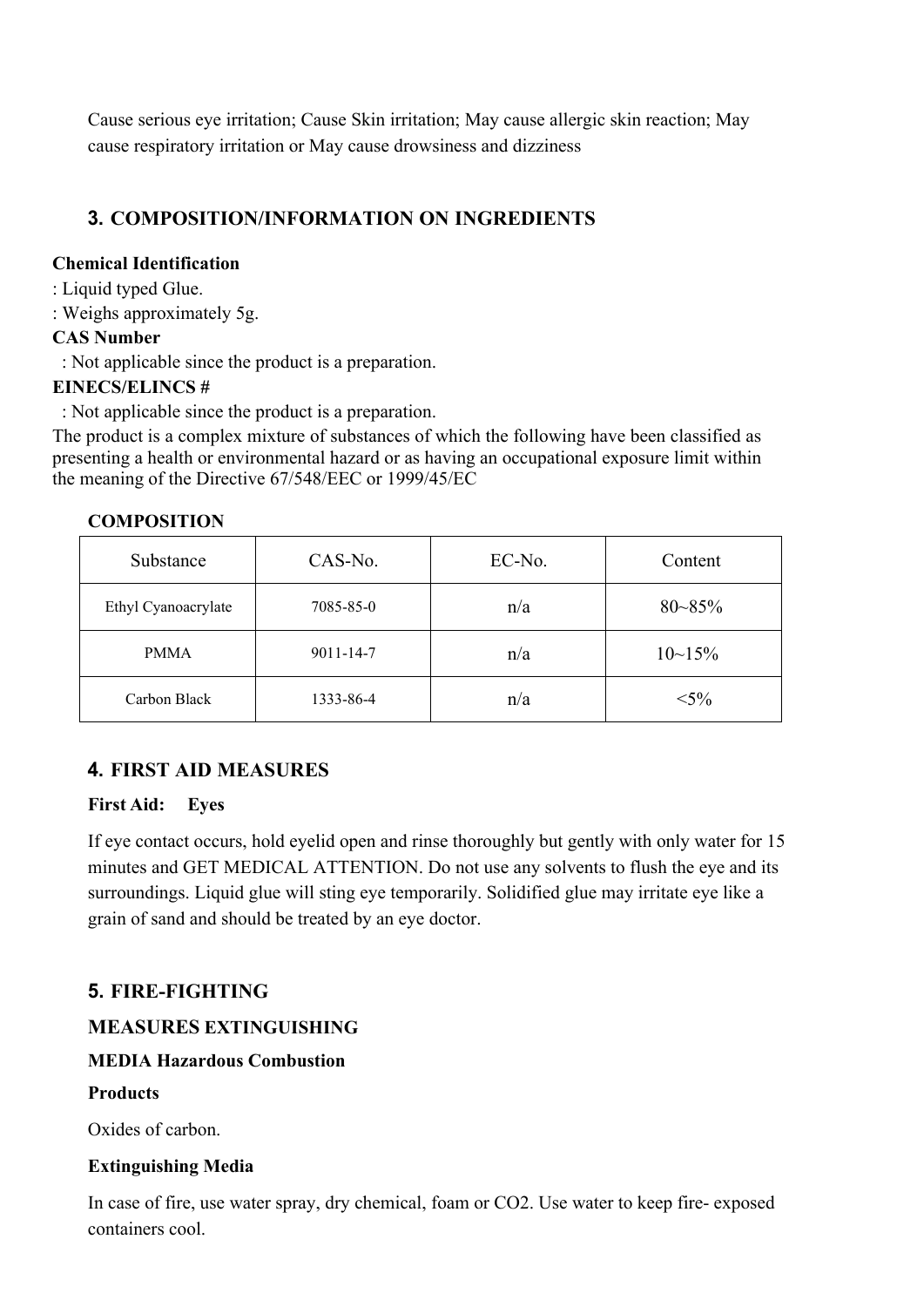Cause serious eye irritation; Cause Skin irritation; May cause allergic skin reaction; May cause respiratory irritation or May cause drowsiness and dizziness

## 3. COMPOSITION/INFORMATION ON INGREDIENTS

**Chemical Identification**

: Liquid typed Glue.

: Weighs approximately 5g.

**CAS Number**

: Not applicable since the product is a preparation.

**EINECS/ELINCS #**

: Not applicable since the product is a preparation.

The product is a complex mixture of substances of which the following have been classified as presenting a health or environmental hazard or as having an occupational exposure limit within the meaning of the Directive 67/548/EEC or 1999/45/EC

**COMPOSITION**

| Substance | CAS-No. | EC-No. | Content |
|---|---|---|---|
| Ethyl Cyanoacrylate | 7085-85-0 | n/a | 80~85% |
| PMMA | 9011-14-7 | n/a | 10~15% |
| Carbon Black | 1333-86-4 | n/a | <5% |

## 4. FIRST AID MEASURES

**First Aid: Eyes**

If eye contact occurs, hold eyelid open and rinse thoroughly but gently with only water for 15 minutes and GET MEDICAL ATTENTION. Do not use any solvents to flush the eye and its surroundings. Liquid glue will sting eye temporarily. Solidified glue may irritate eye like a grain of sand and should be treated by an eye doctor.

## 5. FIRE-FIGHTING

**MEASURES EXTINGUISHING**

**MEDIA Hazardous Combustion**

**Products**

Oxides of carbon.

**Extinguishing Media**

In case of fire, use water spray, dry chemical, foam or $CO_2$. Use water to keep fire- exposed containers cool.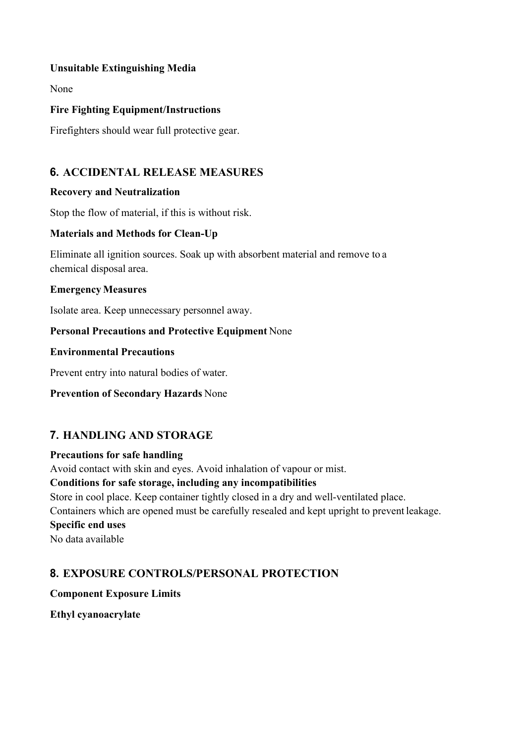**Unsuitable Extinguishing Media**

None

**Fire Fighting Equipment/Instructions**

Firefighters should wear full protective gear.

## 6. ACCIDENTAL RELEASE MEASURES

**Recovery and Neutralization**

Stop the flow of material, if this is without risk.

**Materials and Methods for Clean-Up**

Eliminate all ignition sources. Soak up with absorbent material and remove to a chemical disposal area.

**Emergency Measures**

Isolate area. Keep unnecessary personnel away.

**Personal Precautions and Protective Equipment** None

**Environmental Precautions**

Prevent entry into natural bodies of water.

**Prevention of Secondary Hazards** None

## 7. HANDLING AND STORAGE

**Precautions for safe handling**
Avoid contact with skin and eyes. Avoid inhalation of vapour or mist.
**Conditions for safe storage, including any incompatibilities**
Store in cool place. Keep container tightly closed in a dry and well-ventilated place.
Containers which are opened must be carefully resealed and kept upright to prevent leakage.
**Specific end uses**
No data available

## 8. EXPOSURE CONTROLS/PERSONAL PROTECTION

**Component Exposure Limits**

**Ethyl cyanoacrylate**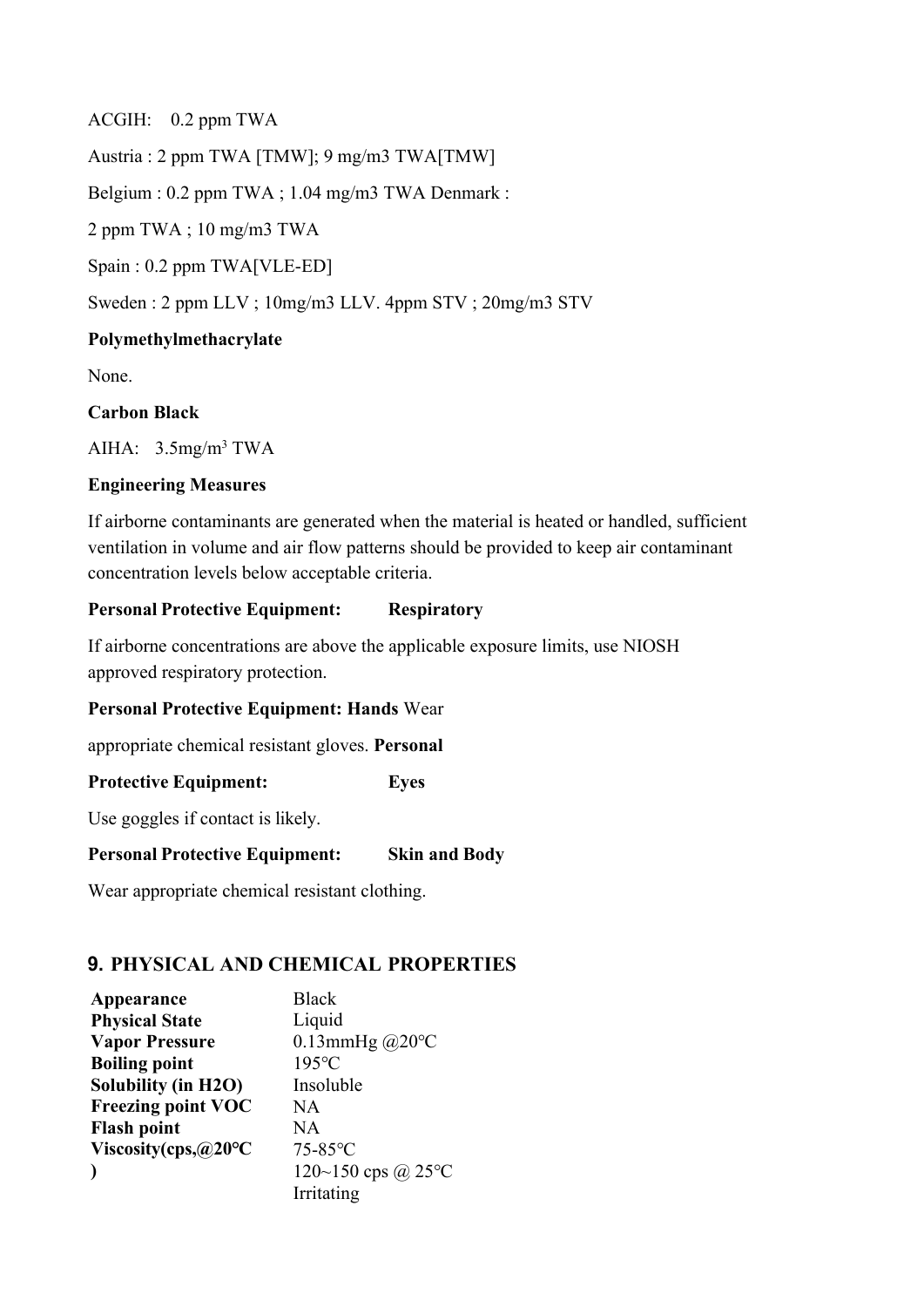ACGIH: 0.2 ppm TWA

Austria : 2 ppm TWA [TMW]; 9 mg/m3 TWA[TMW]

Belgium : 0.2 ppm TWA ; 1.04 mg/m3 TWA Denmark :

2 ppm TWA ; 10 mg/m3 TWA

Spain : 0.2 ppm TWA[VLE-ED]

Sweden : 2 ppm LLV ; 10mg/m3 LLV. 4ppm STV ; 20mg/m3 STV

**Polymethylmethacrylate**

None.

**Carbon Black**

AIHA: 3.5mg/$m^3$ TWA

**Engineering Measures**

If airborne contaminants are generated when the material is heated or handled, sufficient ventilation in volume and air flow patterns should be provided to keep air contaminant concentration levels below acceptable criteria.

**Personal Protective Equipment: Respiratory**

If airborne concentrations are above the applicable exposure limits, use NIOSH approved respiratory protection.

**Personal Protective Equipment: Hands** Wear

appropriate chemical resistant gloves. **Personal**

**Protective Equipment: Eyes**

Use goggles if contact is likely.

**Personal Protective Equipment: Skin and Body**

Wear appropriate chemical resistant clothing.

## 9. PHYSICAL AND CHEMICAL PROPERTIES

| | |
|---|---|
| **Appearance** | Black |
| **Physical State** | Liquid |
| **Vapor Pressure** | 0.13mmHg @20℃ |
| **Boiling point** | 195℃ |
| **Solubility (in H2O)** | Insoluble |
| **Freezing point VOC** | NA |
| **Flash point** | NA |
| **Viscosity(cps,@20℃ )** | 75-85℃ |
| | 120~150 cps @ 25℃ |
| | Irritating |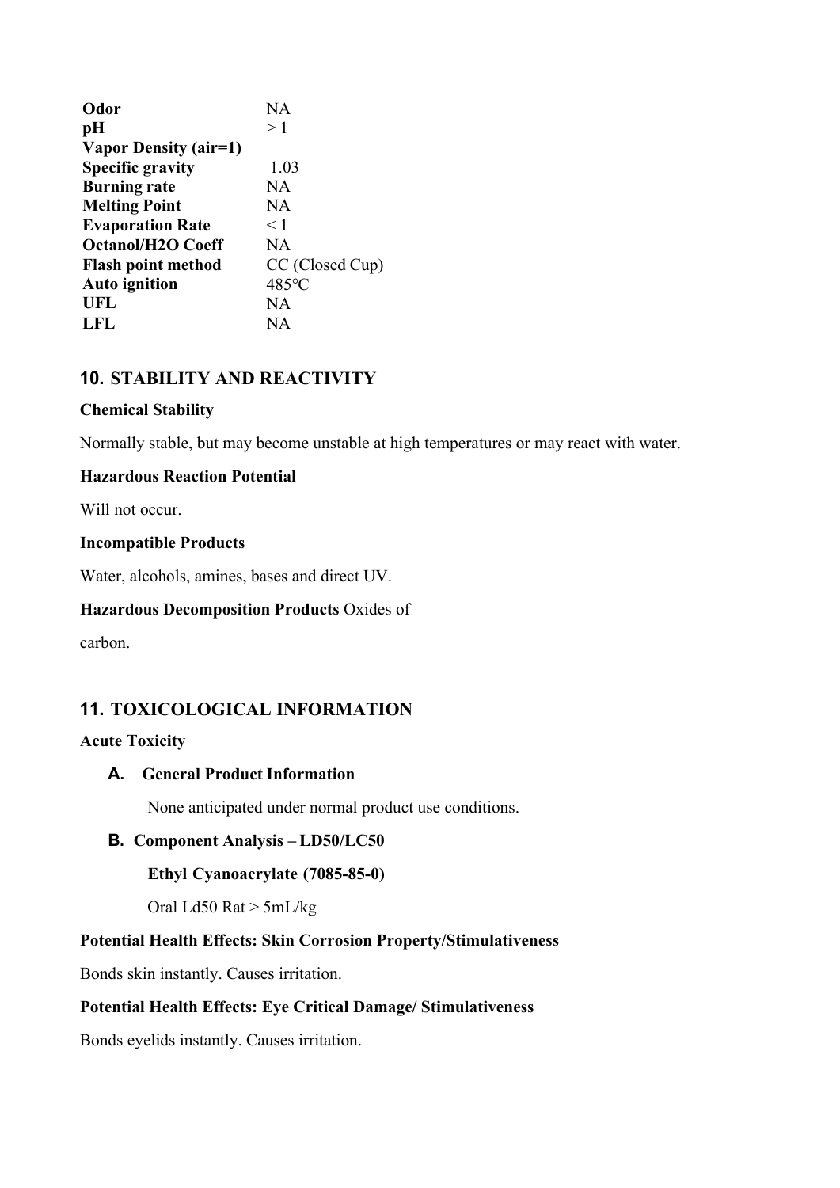| | |
|---|---|
| **Odor** | NA |
| **pH** | > 1 |
| **Vapor Density (air=1)** | |
| **Specific gravity** | 1.03 |
| **Burning rate** | NA |
| **Melting Point** | NA |
| **Evaporation Rate** | < 1 |
| **Octanol/H2O Coeff** | NA |
| **Flash point method** | CC (Closed Cup) |
| **Auto ignition** | 485℃ |
| **UFL** | NA |
| **LFL** | NA |

## 10. STABILITY AND REACTIVITY

**Chemical Stability**

Normally stable, but may become unstable at high temperatures or may react with water.

**Hazardous Reaction Potential**

Will not occur.

**Incompatible Products**

Water, alcohols, amines, bases and direct UV.

**Hazardous Decomposition Products** Oxides of carbon.

## 11. TOXICOLOGICAL INFORMATION

**Acute Toxicity**

**A. General Product Information**

None anticipated under normal product use conditions.

**B. Component Analysis – LD50/LC50**

**Ethyl Cyanoacrylate (7085-85-0)**

Oral Ld50 Rat > 5mL/kg

**Potential Health Effects: Skin Corrosion Property/Stimulativeness**

Bonds skin instantly. Causes irritation.

**Potential Health Effects: Eye Critical Damage/ Stimulativeness**

Bonds eyelids instantly. Causes irritation.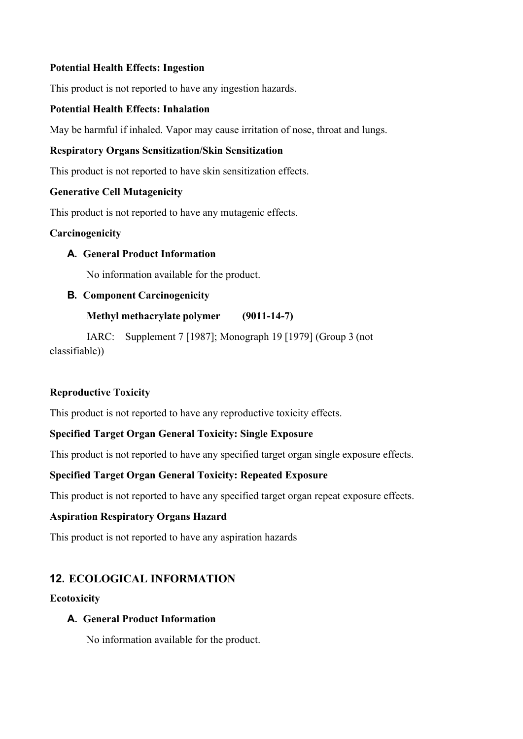**Potential Health Effects: Ingestion**

This product is not reported to have any ingestion hazards.

**Potential Health Effects: Inhalation**

May be harmful if inhaled. Vapor may cause irritation of nose, throat and lungs.

**Respiratory Organs Sensitization/Skin Sensitization**

This product is not reported to have skin sensitization effects.

**Generative Cell Mutagenicity**

This product is not reported to have any mutagenic effects.

**Carcinogenicity**

**A. General Product Information**

No information available for the product.

**B. Component Carcinogenicity**

**Methyl methacrylate polymer (9011-14-7)**

IARC: Supplement 7 [1987]; Monograph 19 [1979] (Group 3 (not classifiable))

**Reproductive Toxicity**

This product is not reported to have any reproductive toxicity effects.

**Specified Target Organ General Toxicity: Single Exposure**

This product is not reported to have any specified target organ single exposure effects.

**Specified Target Organ General Toxicity: Repeated Exposure**

This product is not reported to have any specified target organ repeat exposure effects.

**Aspiration Respiratory Organs Hazard**

This product is not reported to have any aspiration hazards

## 12. ECOLOGICAL INFORMATION

**Ecotoxicity**

**A. General Product Information**

No information available for the product.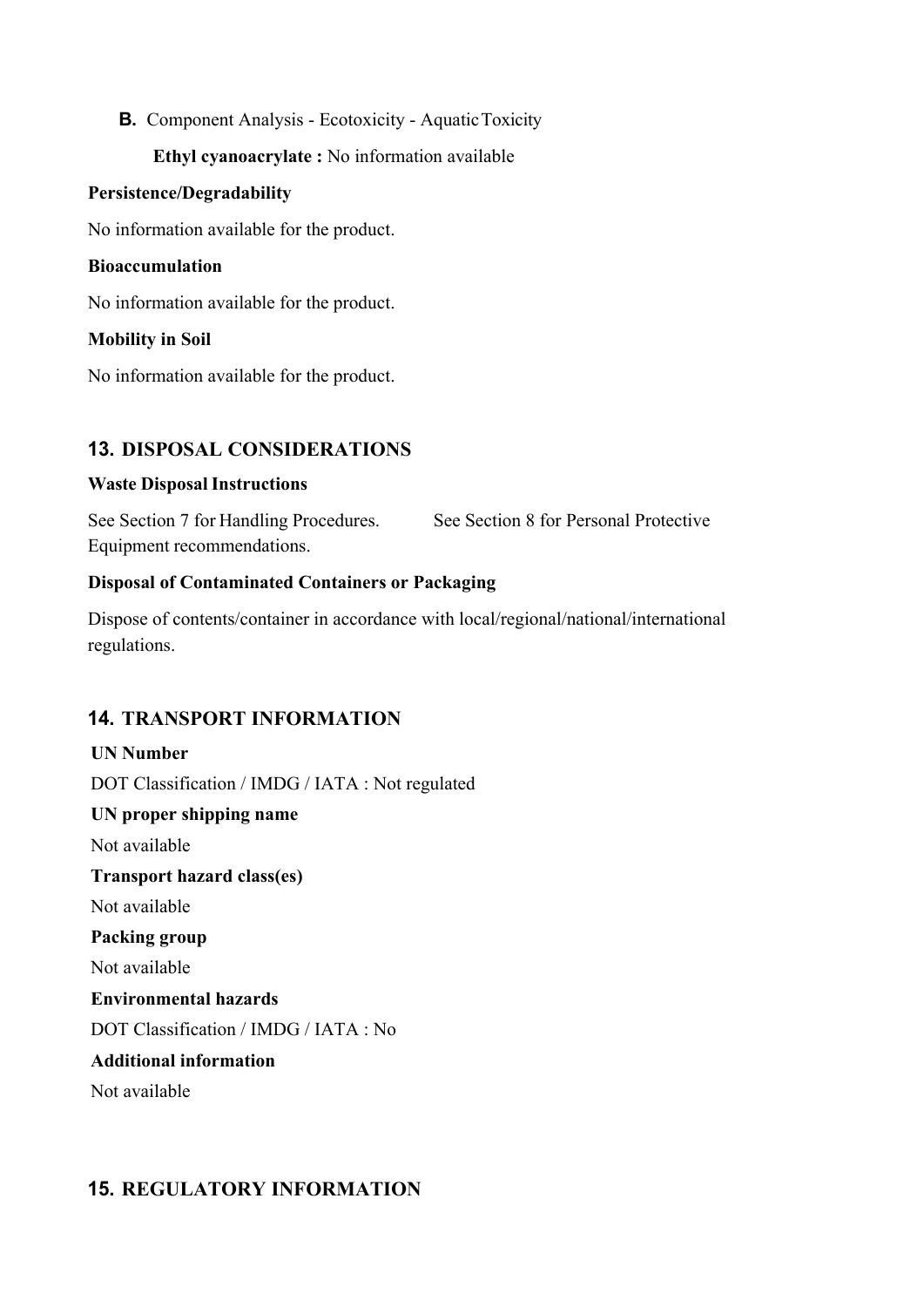**B.** Component Analysis - Ecotoxicity - Aquatic Toxicity

**Ethyl cyanoacrylate :** No information available

**Persistence/Degradability**

No information available for the product.

**Bioaccumulation**

No information available for the product.

**Mobility in Soil**

No information available for the product.

## 13. DISPOSAL CONSIDERATIONS

**Waste Disposal Instructions**

See Section 7 for Handling Procedures. See Section 8 for Personal Protective Equipment recommendations.

**Disposal of Contaminated Containers or Packaging**

Dispose of contents/container in accordance with local/regional/national/international regulations.

## 14. TRANSPORT INFORMATION

**UN Number**

DOT Classification / IMDG / IATA : Not regulated

**UN proper shipping name**

Not available

**Transport hazard class(es)**

Not available

**Packing group**

Not available

**Environmental hazards**

DOT Classification / IMDG / IATA : No

**Additional information**

Not available

## 15. REGULATORY INFORMATION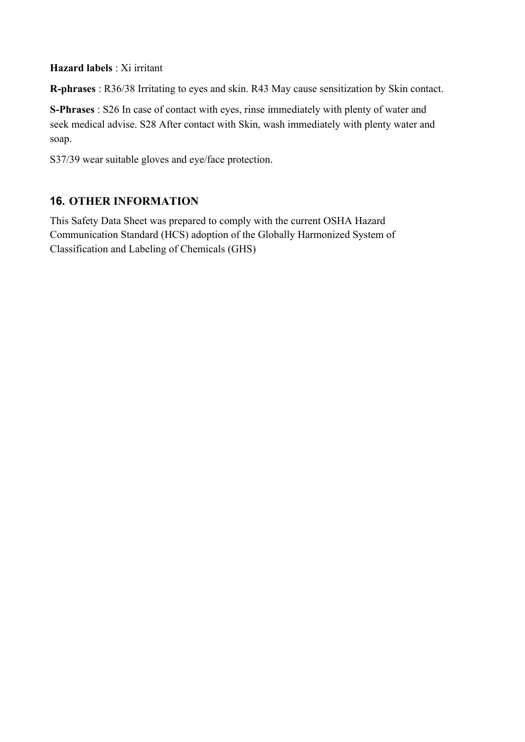**Hazard labels** : Xi irritant

**R-phrases** : R36/38 Irritating to eyes and skin. R43 May cause sensitization by Skin contact.

**S-Phrases** : S26 In case of contact with eyes, rinse immediately with plenty of water and seek medical advise. S28 After contact with Skin, wash immediately with plenty water and soap.

S37/39 wear suitable gloves and eye/face protection.

## 16. OTHER INFORMATION

This Safety Data Sheet was prepared to comply with the current OSHA Hazard Communication Standard (HCS) adoption of the Globally Harmonized System of Classification and Labeling of Chemicals (GHS)